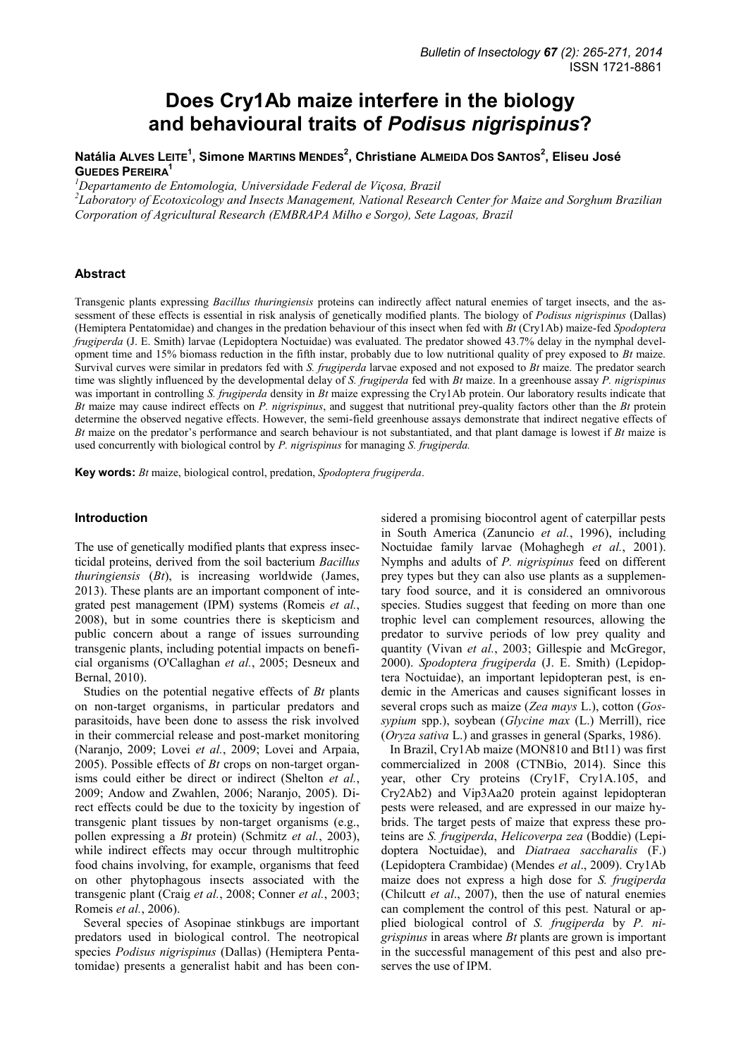# Does Cry1Ab maize interfere in the biology and behavioural traits of *Podisus nigrispinus*?

**Natália Alves Leite[1], Simone Martins Mendes[2], Christiane Almeida dos Santos[2], Eliseu José Guedes Pereira[1]**

[1]*Departamento de Entomologia, Universidade Federal de Viçosa, Brazil*
[2]*Laboratory of Ecotoxicology and Insects Management, National Research Center for Maize and Sorghum Brazilian Corporation of Agricultural Research (EMBRAPA Milho e Sorgo), Sete Lagoas, Brazil*

## Abstract

Transgenic plants expressing *Bacillus thuringiensis* proteins can indirectly affect natural enemies of target insects, and the assessment of these effects is essential in risk analysis of genetically modified plants. The biology of *Podisus nigrispinus* (Dallas) (Hemiptera Pentatomidae) and changes in the predation behaviour of this insect when fed with *Bt* (Cry1Ab) maize-fed *Spodoptera frugiperda* (J. E. Smith) larvae (Lepidoptera Noctuidae) was evaluated. The predator showed 43.7% delay in the nymphal development time and 15% biomass reduction in the fifth instar, probably due to low nutritional quality of prey exposed to *Bt* maize. Survival curves were similar in predators fed with *S. frugiperda* larvae exposed and not exposed to *Bt* maize. The predator search time was slightly influenced by the developmental delay of *S. frugiperda* fed with *Bt* maize. In a greenhouse assay *P. nigrispinus* was important in controlling *S. frugiperda* density in *Bt* maize expressing the Cry1Ab protein. Our laboratory results indicate that *Bt* maize may cause indirect effects on *P. nigrispinus*, and suggest that nutritional prey-quality factors other than the *Bt* protein determine the observed negative effects. However, the semi-field greenhouse assays demonstrate that indirect negative effects of *Bt* maize on the predator's performance and search behaviour is not substantiated, and that plant damage is lowest if *Bt* maize is used concurrently with biological control by *P. nigrispinus* for managing *S. frugiperda.*

**Key words:** *Bt* maize, biological control, predation, *Spodoptera frugiperda*.

## Introduction

The use of genetically modified plants that express insecticidal proteins, derived from the soil bacterium *Bacillus thuringiensis* (*Bt*), is increasing worldwide (James, 2013). These plants are an important component of integrated pest management (IPM) systems (Romeis *et al.*, 2008), but in some countries there is skepticism and public concern about a range of issues surrounding transgenic plants, including potential impacts on beneficial organisms (O'Callaghan *et al.*, 2005; Desneux and Bernal, 2010).

Studies on the potential negative effects of *Bt* plants on non-target organisms, in particular predators and parasitoids, have been done to assess the risk involved in their commercial release and post-market monitoring (Naranjo, 2009; Lovei *et al.*, 2009; Lovei and Arpaia, 2005). Possible effects of *Bt* crops on non-target organisms could either be direct or indirect (Shelton *et al.*, 2009; Andow and Zwahlen, 2006; Naranjo, 2005). Direct effects could be due to the toxicity by ingestion of transgenic plant tissues by non-target organisms (e.g., pollen expressing a *Bt* protein) (Schmitz *et al.*, 2003), while indirect effects may occur through multitrophic food chains involving, for example, organisms that feed on other phytophagous insects associated with the transgenic plant (Craig *et al.*, 2008; Conner *et al.*, 2003; Romeis *et al.*, 2006).

Several species of Asopinae stinkbugs are important predators used in biological control. The neotropical species *Podisus nigrispinus* (Dallas) (Hemiptera Pentatomidae) presents a generalist habit and has been considered a promising biocontrol agent of caterpillar pests in South America (Zanuncio *et al.*, 1996), including Noctuidae family larvae (Mohaghegh *et al.*, 2001). Nymphs and adults of *P. nigrispinus* feed on different prey types but they can also use plants as a supplementary food source, and it is considered an omnivorous species. Studies suggest that feeding on more than one trophic level can complement resources, allowing the predator to survive periods of low prey quality and quantity (Vivan *et al.*, 2003; Gillespie and McGregor, 2000). *Spodoptera frugiperda* (J. E. Smith) (Lepidoptera Noctuidae), an important lepidopteran pest, is endemic in the Americas and causes significant losses in several crops such as maize (*Zea mays* L.), cotton (*Gossypium* spp.), soybean (*Glycine max* (L.) Merrill), rice (*Oryza sativa* L.) and grasses in general (Sparks, 1986).

In Brazil, Cry1Ab maize (MON810 and Bt11) was first commercialized in 2008 (CTNBio, 2014). Since this year, other Cry proteins (Cry1F, Cry1A.105, and Cry2Ab2) and Vip3Aa20 protein against lepidopteran pests were released, and are expressed in our maize hybrids. The target pests of maize that express these proteins are *S. frugiperda*, *Helicoverpa zea* (Boddie) (Lepidoptera Noctuidae), and *Diatraea saccharalis* (F.) (Lepidoptera Crambidae) (Mendes *et al*., 2009). Cry1Ab maize does not express a high dose for *S. frugiperda* (Chilcutt *et al*., 2007), then the use of natural enemies can complement the control of this pest. Natural or applied biological control of *S. frugiperda* by *P. nigrispinus* in areas where *Bt* plants are grown is important in the successful management of this pest and also preserves the use of IPM.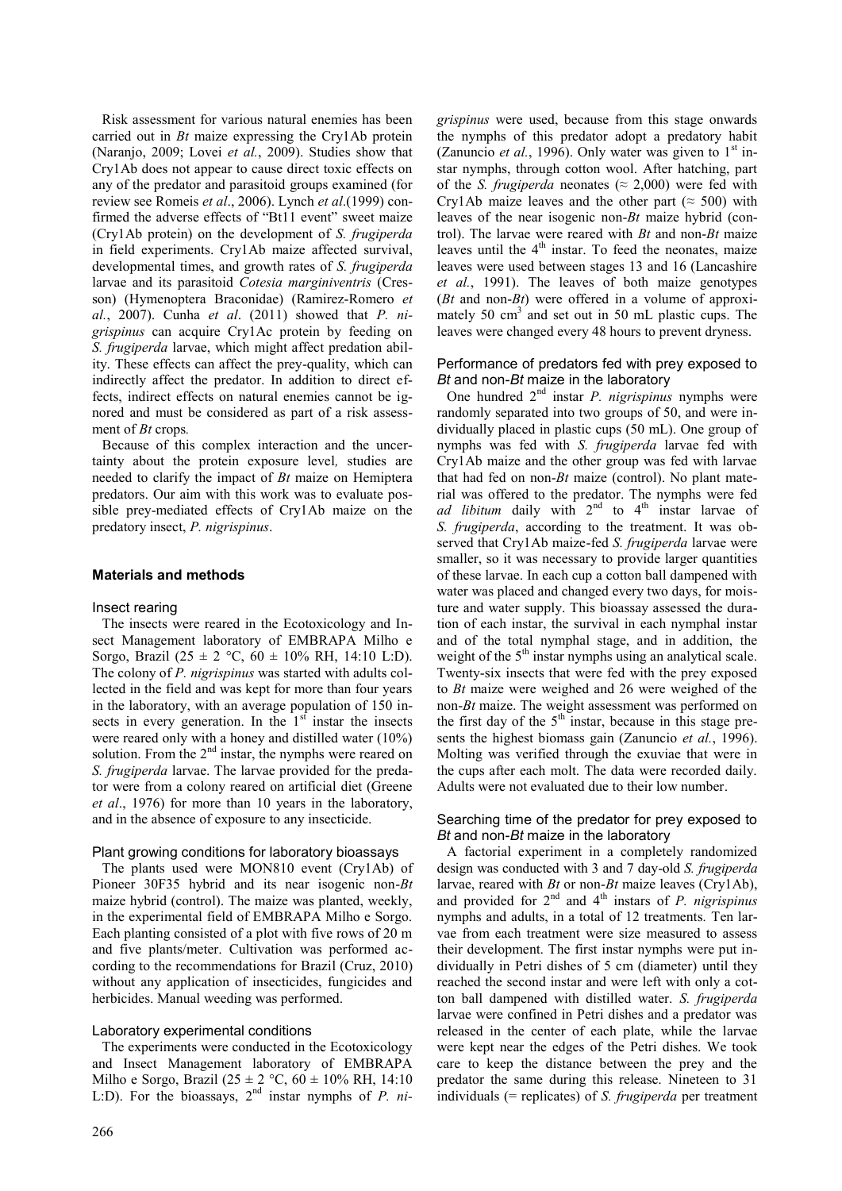Risk assessment for various natural enemies has been carried out in *Bt* maize expressing the Cry1Ab protein (Naranjo, 2009; Lovei *et al.*, 2009). Studies show that Cry1Ab does not appear to cause direct toxic effects on any of the predator and parasitoid groups examined (for review see Romeis *et al*., 2006). Lynch *et al*.(1999) confirmed the adverse effects of "Bt11 event" sweet maize (Cry1Ab protein) on the development of *S. frugiperda* in field experiments. Cry1Ab maize affected survival, developmental times, and growth rates of *S. frugiperda* larvae and its parasitoid *Cotesia marginiventris* (Cresson) (Hymenoptera Braconidae) (Ramirez-Romero *et al.*, 2007). Cunha *et al*. (2011) showed that *P. nigrispinus* can acquire Cry1Ac protein by feeding on *S. frugiperda* larvae, which might affect predation ability. These effects can affect the prey-quality, which can indirectly affect the predator. In addition to direct effects, indirect effects on natural enemies cannot be ignored and must be considered as part of a risk assessment of *Bt* crops.

Because of this complex interaction and the uncertainty about the protein exposure level*,* studies are needed to clarify the impact of *Bt* maize on Hemiptera predators. Our aim with this work was to evaluate possible prey-mediated effects of Cry1Ab maize on the predatory insect, *P. nigrispinus*.

## Materials and methods

### Insect rearing

The insects were reared in the Ecotoxicology and Insect Management laboratory of EMBRAPA Milho e Sorgo, Brazil (25 ± 2 °C, 60 ± 10% RH, 14:10 L:D). The colony of *P. nigrispinus* was started with adults collected in the field and was kept for more than four years in the laboratory, with an average population of 150 insects in every generation. In the 1st instar the insects were reared only with a honey and distilled water (10%) solution. From the 2nd instar, the nymphs were reared on *S. frugiperda* larvae. The larvae provided for the predator were from a colony reared on artificial diet (Greene *et al*., 1976) for more than 10 years in the laboratory, and in the absence of exposure to any insecticide.

### Plant growing conditions for laboratory bioassays

The plants used were MON810 event (Cry1Ab) of Pioneer 30F35 hybrid and its near isogenic non-*Bt* maize hybrid (control). The maize was planted, weekly, in the experimental field of EMBRAPA Milho e Sorgo. Each planting consisted of a plot with five rows of 20 m and five plants/meter. Cultivation was performed according to the recommendations for Brazil (Cruz, 2010) without any application of insecticides, fungicides and herbicides. Manual weeding was performed.

### Laboratory experimental conditions

The experiments were conducted in the Ecotoxicology and Insect Management laboratory of EMBRAPA Milho e Sorgo, Brazil (25 ± 2 °C, 60 ± 10% RH, 14:10 L:D). For the bioassays, 2nd instar nymphs of *P. nigrispinus* were used, because from this stage onwards the nymphs of this predator adopt a predatory habit (Zanuncio *et al.*, 1996). Only water was given to 1st instar nymphs, through cotton wool. After hatching, part of the *S. frugiperda* neonates (≈ 2,000) were fed with Cry1Ab maize leaves and the other part (≈ 500) with leaves of the near isogenic non-*Bt* maize hybrid (control). The larvae were reared with *Bt* and non-*Bt* maize leaves until the 4th instar. To feed the neonates, maize leaves were used between stages 13 and 16 (Lancashire *et al.*, 1991). The leaves of both maize genotypes (*Bt* and non-*Bt*) were offered in a volume of approximately 50 cm$^3$ and set out in 50 mL plastic cups. The leaves were changed every 48 hours to prevent dryness.

### Performance of predators fed with prey exposed to *Bt* and non-*Bt* maize in the laboratory

One hundred 2nd instar *P. nigrispinus* nymphs were randomly separated into two groups of 50, and were individually placed in plastic cups (50 mL). One group of nymphs was fed with *S. frugiperda* larvae fed with Cry1Ab maize and the other group was fed with larvae that had fed on non-*Bt* maize (control). No plant material was offered to the predator. The nymphs were fed *ad libitum* daily with 2nd to 4th instar larvae of *S. frugiperda*, according to the treatment. It was observed that Cry1Ab maize-fed *S. frugiperda* larvae were smaller, so it was necessary to provide larger quantities of these larvae. In each cup a cotton ball dampened with water was placed and changed every two days, for moisture and water supply. This bioassay assessed the duration of each instar, the survival in each nymphal instar and of the total nymphal stage, and in addition, the weight of the 5th instar nymphs using an analytical scale. Twenty-six insects that were fed with the prey exposed to *Bt* maize were weighed and 26 were weighed of the non-*Bt* maize. The weight assessment was performed on the first day of the 5th instar, because in this stage presents the highest biomass gain (Zanuncio *et al.*, 1996). Molting was verified through the exuviae that were in the cups after each molt. The data were recorded daily. Adults were not evaluated due to their low number.

### Searching time of the predator for prey exposed to *Bt* and non-*Bt* maize in the laboratory

A factorial experiment in a completely randomized design was conducted with 3 and 7 day-old *S. frugiperda* larvae, reared with *Bt* or non-*Bt* maize leaves (Cry1Ab), and provided for 2nd and 4th instars of *P. nigrispinus* nymphs and adults, in a total of 12 treatments*.* Ten larvae from each treatment were size measured to assess their development. The first instar nymphs were put individually in Petri dishes of 5 cm (diameter) until they reached the second instar and were left with only a cotton ball dampened with distilled water. *S. frugiperda* larvae were confined in Petri dishes and a predator was released in the center of each plate, while the larvae were kept near the edges of the Petri dishes. We took care to keep the distance between the prey and the predator the same during this release. Nineteen to 31 individuals (= replicates) of *S. frugiperda* per treatment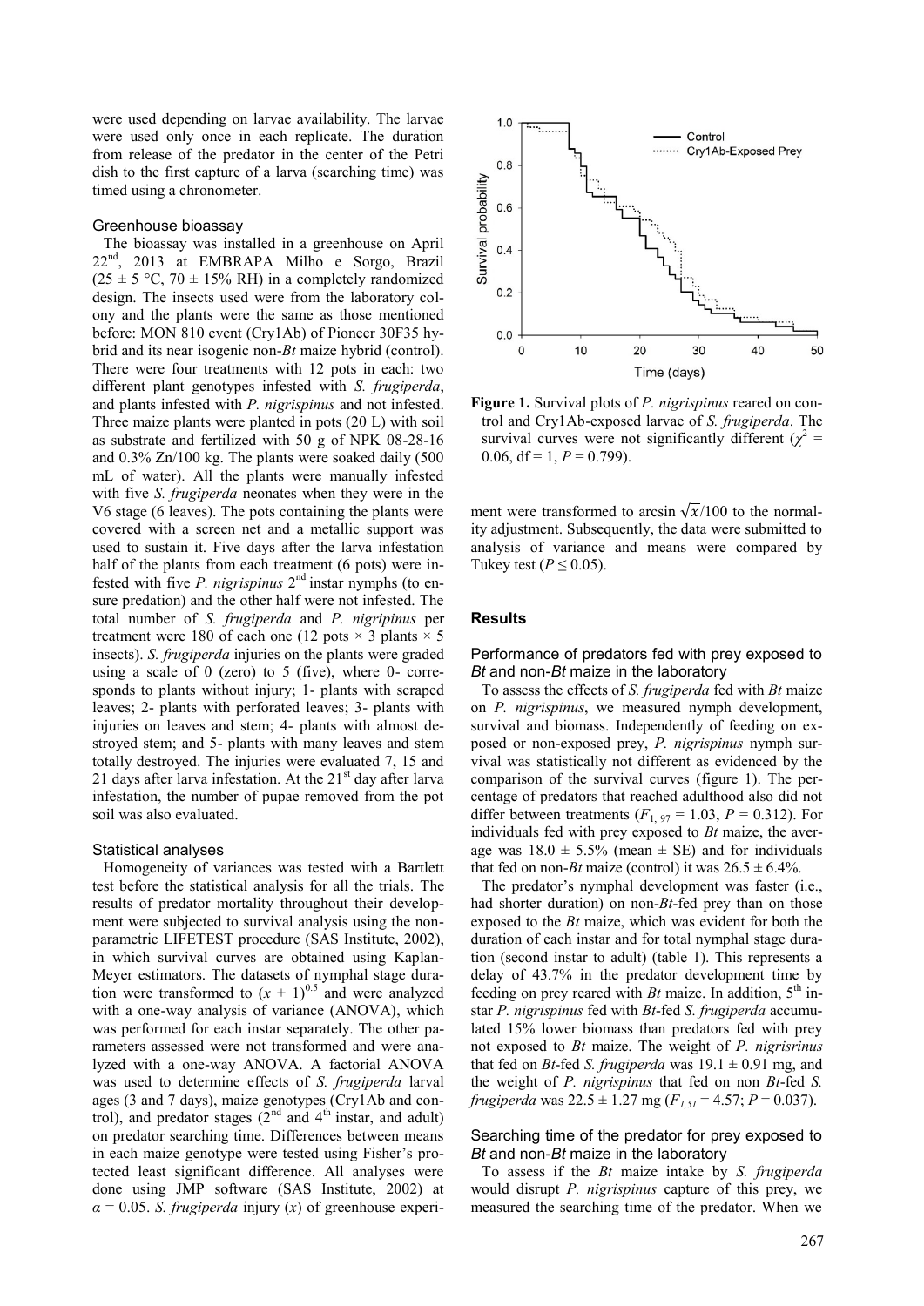were used depending on larvae availability. The larvae were used only once in each replicate. The duration from release of the predator in the center of the Petri dish to the first capture of a larva (searching time) was timed using a chronometer.

### Greenhouse bioassay

The bioassay was installed in a greenhouse on April 22[nd], 2013 at EMBRAPA Milho e Sorgo, Brazil (25 ± 5 °C, 70 ± 15% RH) in a completely randomized design. The insects used were from the laboratory colony and the plants were the same as those mentioned before: MON 810 event (Cry1Ab) of Pioneer 30F35 hybrid and its near isogenic non-*Bt* maize hybrid (control). There were four treatments with 12 pots in each: two different plant genotypes infested with *S. frugiperda*, and plants infested with *P. nigrispinus* and not infested. Three maize plants were planted in pots (20 L) with soil as substrate and fertilized with 50 g of NPK 08-28-16 and 0.3% Zn/100 kg. The plants were soaked daily (500 mL of water). All the plants were manually infested with five *S. frugiperda* neonates when they were in the V6 stage (6 leaves). The pots containing the plants were covered with a screen net and a metallic support was used to sustain it. Five days after the larva infestation half of the plants from each treatment (6 pots) were infested with five *P. nigrispinus* 2[nd] instar nymphs (to ensure predation) and the other half were not infested. The total number of *S. frugiperda* and *P. nigripinus* per treatment were 180 of each one (12 pots × 3 plants × 5 insects). *S. frugiperda* injuries on the plants were graded using a scale of 0 (zero) to 5 (five), where 0- corresponds to plants without injury; 1- plants with scraped leaves; 2- plants with perforated leaves; 3- plants with injuries on leaves and stem; 4- plants with almost destroyed stem; and 5- plants with many leaves and stem totally destroyed. The injuries were evaluated 7, 15 and 21 days after larva infestation. At the 21[st] day after larva infestation, the number of pupae removed from the pot soil was also evaluated.

### Statistical analyses

Homogeneity of variances was tested with a Bartlett test before the statistical analysis for all the trials. The results of predator mortality throughout their development were subjected to survival analysis using the nonparametric LIFETEST procedure (SAS Institute, 2002), in which survival curves are obtained using Kaplan-Meyer estimators. The datasets of nymphal stage duration were transformed to $(x + 1)^{0.5}$ and were analyzed with a one-way analysis of variance (ANOVA), which was performed for each instar separately. The other parameters assessed were not transformed and were analyzed with a one-way ANOVA. A factorial ANOVA was used to determine effects of *S. frugiperda* larval ages (3 and 7 days), maize genotypes (Cry1Ab and control), and predator stages (2[nd] and 4[th] instar, and adult) on predator searching time. Differences between means in each maize genotype were tested using Fisher's protected least significant difference. All analyses were done using JMP software (SAS Institute, 2002) at $\alpha = 0.05$. *S. frugiperda* injury ($x$) of greenhouse experiment were transformed to arcsin $\sqrt{x}/100$ to the normality adjustment. Subsequently, the data were submitted to analysis of variance and means were compared by Tukey test ($P \leq 0.05$).

**Figure 1.** Survival plots of *P. nigrispinus* reared on control and Cry1Ab-exposed larvae of *S. frugiperda*. The survival curves were not significantly different ($\chi^2$ = 0.06, df = 1, $P$ = 0.799).

## Results

### Performance of predators fed with prey exposed to *Bt* and non-*Bt* maize in the laboratory

To assess the effects of *S. frugiperda* fed with *Bt* maize on *P. nigrispinus*, we measured nymph development, survival and biomass. Independently of feeding on exposed or non-exposed prey, *P. nigrispinus* nymph survival was statistically not different as evidenced by the comparison of the survival curves (figure 1). The percentage of predators that reached adulthood also did not differ between treatments ($F_{1, 97}$ = 1.03, $P$ = 0.312). For individuals fed with prey exposed to *Bt* maize, the average was 18.0 ± 5.5% (mean ± SE) and for individuals that fed on non-*Bt* maize (control) it was 26.5 ± 6.4%.

The predator's nymphal development was faster (i.e., had shorter duration) on non-*Bt*-fed prey than on those exposed to the *Bt* maize, which was evident for both the duration of each instar and for total nymphal stage duration (second instar to adult) (table 1). This represents a delay of 43.7% in the predator development time by feeding on prey reared with *Bt* maize. In addition, 5[th] instar *P. nigrispinus* fed with *Bt*-fed *S. frugiperda* accumulated 15% lower biomass than predators fed with prey not exposed to *Bt* maize. The weight of *P. nigrisrinus* that fed on *Bt*-fed *S. frugiperda* was 19.1 ± 0.91 mg, and the weight of *P. nigrispinus* that fed on non *Bt*-fed *S. frugiperda* was 22.5 ± 1.27 mg ($F_{1,51}$ = 4.57; $P$ = 0.037).

### Searching time of the predator for prey exposed to *Bt* and non-*Bt* maize in the laboratory

To assess if the *Bt* maize intake by *S. frugiperda* would disrupt *P. nigrispinus* capture of this prey, we measured the searching time of the predator. When we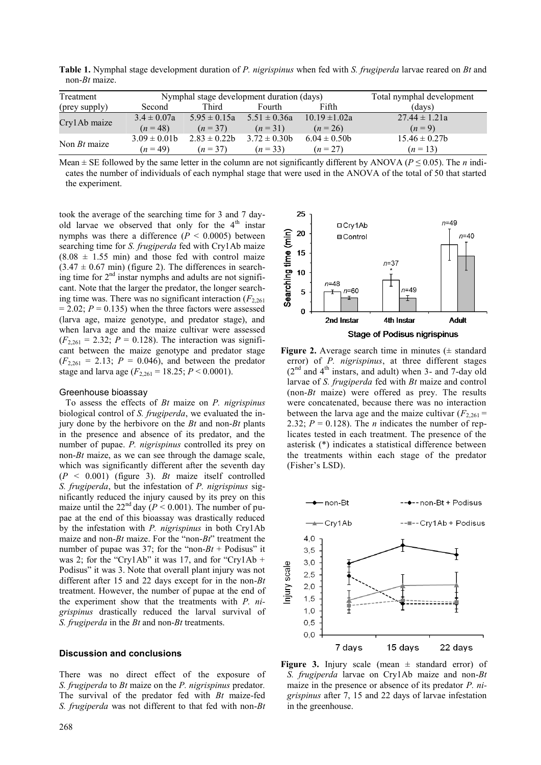**Table 1.** Nymphal stage development duration of *P. nigrispinus* when fed with *S. frugiperda* larvae reared on *Bt* and non-*Bt* maize.

| Treatment (prey supply) | Nymphal stage development duration (days) | | | | Total nymphal development (days) |
|---|---|---|---|---|---|
| | Second | Third | Fourth | Fifth | |
| Cry1Ab maize | 3.4 ± 0.07a ($n$ = 48) | 5.95 ± 0.15a ($n$ = 37) | 5.51 ± 0.36a ($n$ = 31) | 10.19 ±1.02a ($n$ = 26) | 27.44 ± 1.21a ($n$ = 9) |
| Non *Bt* maize | 3.09 ± 0.01b ($n$ = 49) | 2.83 ± 0.22b ($n$ = 37) | 3.72 ± 0.30b ($n$ = 33) | 6.04 ± 0.50b ($n$ = 27) | 15.46 ± 0.27b ($n$ = 13) |

Mean ± SE followed by the same letter in the column are not significantly different by ANOVA ($P \leq 0.05$). The *n* indicates the number of individuals of each nymphal stage that were used in the ANOVA of the total of 50 that started the experiment.

took the average of the searching time for 3 and 7 day-old larvae we observed that only for the 4th instar nymphs was there a difference ($P < 0.0005$) between searching time for *S. frugiperda* fed with Cry1Ab maize (8.08 ± 1.55 min) and those fed with control maize (3.47 ± 0.67 min) (figure 2). The differences in searching time for 2nd instar nymphs and adults are not significant. Note that the larger the predator, the longer searching time was. There was no significant interaction ($F_{2,261} = 2.02$; $P = 0.135$) when the three factors were assessed (larva age, maize genotype, and predator stage), and when larva age and the maize cultivar were assessed ($F_{2,261} = 2.32$; $P = 0.128$). The interaction was significant between the maize genotype and predator stage ($F_{2,261} = 2.13$; $P = 0.046$), and between the predator stage and larva age ($F_{2,261} = 18.25$; $P < 0.0001$).

**Figure 2.** Average search time in minutes (± standard error) of *P. nigrispinus*, at three different stages (2nd and 4th instars, and adult) when 3- and 7-day old larvae of *S. frugiperda* fed with *Bt* maize and control (non-*Bt* maize) were offered as prey. The results were concatenated, because there was no interaction between the larva age and the maize cultivar ($F_{2,261} = 2.32$; $P = 0.128$). The *n* indicates the number of replicates tested in each treatment. The presence of the asterisk (*) indicates a statistical difference between the treatments within each stage of the predator (Fisher's LSD).

### Greenhouse bioassay

To assess the effects of *Bt* maize on *P. nigrispinus* biological control of *S. frugiperda*, we evaluated the injury done by the herbivore on the *Bt* and non-*Bt* plants in the presence and absence of its predator, and the number of pupae. *P. nigrispinus* controlled its prey on non-*Bt* maize, as we can see through the damage scale, which was significantly different after the seventh day ($P < 0.001$) (figure 3). *Bt* maize itself controlled *S. frugiperda*, but the infestation of *P. nigrispinus* significantly reduced the injury caused by its prey on this maize until the 22nd day ($P < 0.001$). The number of pupae at the end of this bioassay was drastically reduced by the infestation with *P. nigrispinus* in both Cry1Ab maize and non-*Bt* maize. For the "non-*Bt*" treatment the number of pupae was 37; for the "non-*Bt* + Podisus" it was 2; for the "Cry1Ab" it was 17, and for "Cry1Ab + Podisus" it was 3. Note that overall plant injury was not different after 15 and 22 days except for in the non-*Bt* treatment. However, the number of pupae at the end of the experiment show that the treatments with *P. nigrispinus* drastically reduced the larval survival of *S. frugiperda* in the *Bt* and non-*Bt* treatments.

**Figure 3.** Injury scale (mean ± standard error) of *S. frugiperda* larvae on Cry1Ab maize and non-*Bt* maize in the presence or absence of its predator *P. nigrispinus* after 7, 15 and 22 days of larvae infestation in the greenhouse.

## Discussion and conclusions

There was no direct effect of the exposure of *S. frugiperda* to *Bt* maize on the *P. nigrispinus* predator. The survival of the predator fed with *Bt* maize-fed *S. frugiperda* was not different to that fed with non-*Bt*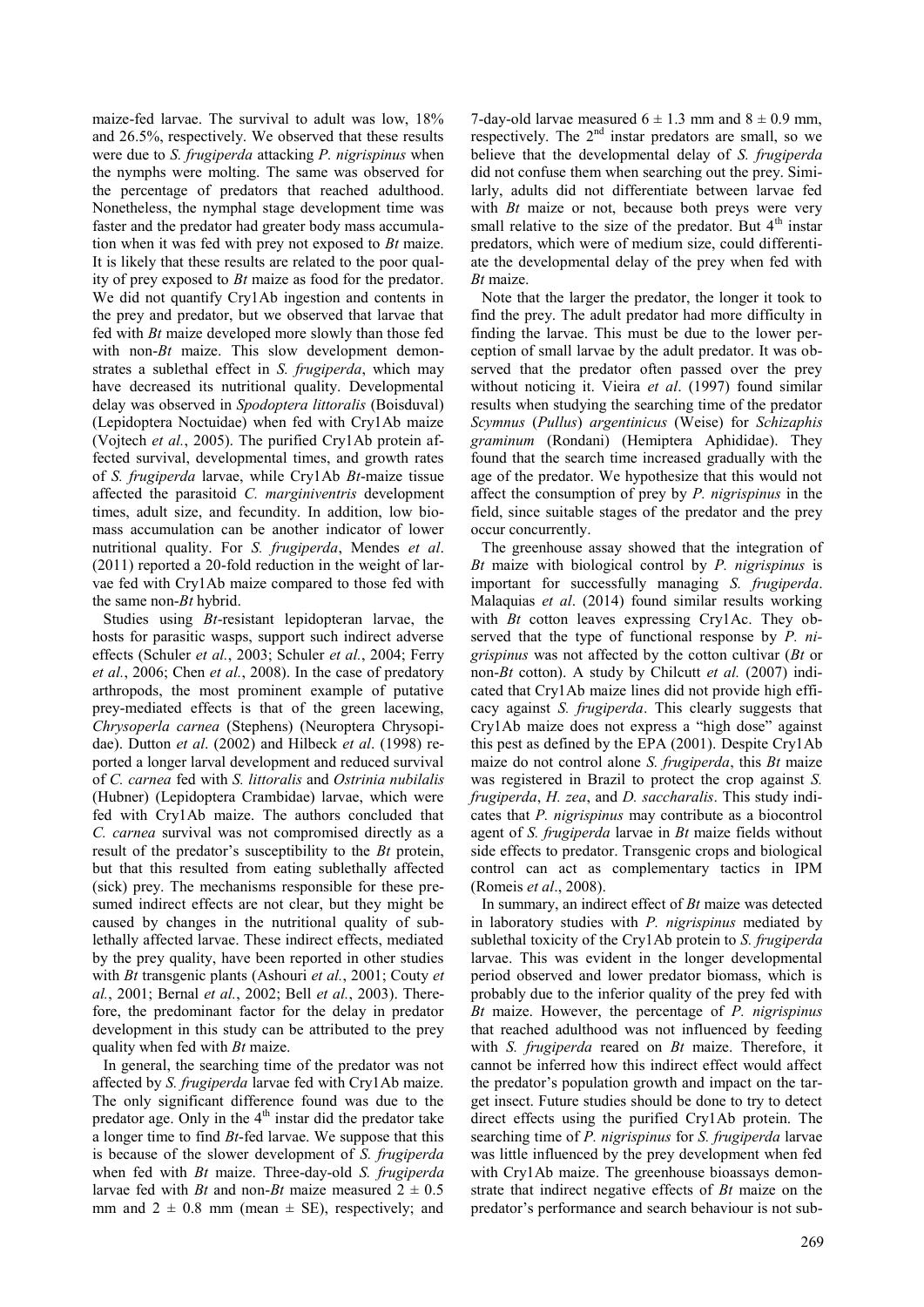maize-fed larvae. The survival to adult was low, 18% and 26.5%, respectively. We observed that these results were due to *S. frugiperda* attacking *P. nigrispinus* when the nymphs were molting. The same was observed for the percentage of predators that reached adulthood. Nonetheless, the nymphal stage development time was faster and the predator had greater body mass accumulation when it was fed with prey not exposed to *Bt* maize. It is likely that these results are related to the poor quality of prey exposed to *Bt* maize as food for the predator. We did not quantify Cry1Ab ingestion and contents in the prey and predator, but we observed that larvae that fed with *Bt* maize developed more slowly than those fed with non-*Bt* maize. This slow development demonstrates a sublethal effect in *S. frugiperda*, which may have decreased its nutritional quality. Developmental delay was observed in *Spodoptera littoralis* (Boisduval) (Lepidoptera Noctuidae) when fed with Cry1Ab maize (Vojtech *et al.*, 2005). The purified Cry1Ab protein affected survival, developmental times, and growth rates of *S. frugiperda* larvae, while Cry1Ab *Bt*-maize tissue affected the parasitoid *C. marginiventris* development times, adult size, and fecundity. In addition, low biomass accumulation can be another indicator of lower nutritional quality. For *S. frugiperda*, Mendes *et al*. (2011) reported a 20-fold reduction in the weight of larvae fed with Cry1Ab maize compared to those fed with the same non-*Bt* hybrid.

Studies using *Bt*-resistant lepidopteran larvae, the hosts for parasitic wasps, support such indirect adverse effects (Schuler *et al.*, 2003; Schuler *et al.*, 2004; Ferry *et al.*, 2006; Chen *et al.*, 2008). In the case of predatory arthropods, the most prominent example of putative prey-mediated effects is that of the green lacewing, *Chrysoperla carnea* (Stephens) (Neuroptera Chrysopidae). Dutton *et al*. (2002) and Hilbeck *et al*. (1998) reported a longer larval development and reduced survival of *C. carnea* fed with *S. littoralis* and *Ostrinia nubilalis* (Hubner) (Lepidoptera Crambidae) larvae, which were fed with Cry1Ab maize. The authors concluded that *C. carnea* survival was not compromised directly as a result of the predator's susceptibility to the *Bt* protein, but that this resulted from eating sublethally affected (sick) prey. The mechanisms responsible for these presumed indirect effects are not clear, but they might be caused by changes in the nutritional quality of sublethally affected larvae. These indirect effects, mediated by the prey quality, have been reported in other studies with *Bt* transgenic plants (Ashouri *et al.*, 2001; Couty *et al.*, 2001; Bernal *et al.*, 2002; Bell *et al.*, 2003). Therefore, the predominant factor for the delay in predator development in this study can be attributed to the prey quality when fed with *Bt* maize.

In general, the searching time of the predator was not affected by *S. frugiperda* larvae fed with Cry1Ab maize. The only significant difference found was due to the predator age. Only in the 4[th] instar did the predator take a longer time to find *Bt*-fed larvae. We suppose that this is because of the slower development of *S. frugiperda* when fed with *Bt* maize. Three-day-old *S. frugiperda* larvae fed with *Bt* and non-*Bt* maize measured $2 \pm 0.5$ mm and $2 \pm 0.8$ mm (mean ± SE), respectively; and 7-day-old larvae measured $6 \pm 1.3$ mm and $8 \pm 0.9$ mm, respectively. The 2[nd] instar predators are small, so we believe that the developmental delay of *S. frugiperda* did not confuse them when searching out the prey. Similarly, adults did not differentiate between larvae fed with *Bt* maize or not, because both preys were very small relative to the size of the predator. But 4[th] instar predators, which were of medium size, could differentiate the developmental delay of the prey when fed with *Bt* maize.

Note that the larger the predator, the longer it took to find the prey. The adult predator had more difficulty in finding the larvae. This must be due to the lower perception of small larvae by the adult predator. It was observed that the predator often passed over the prey without noticing it. Vieira *et al*. (1997) found similar results when studying the searching time of the predator *Scymnus* (*Pullus*) *argentinicus* (Weise) for *Schizaphis graminum* (Rondani) (Hemiptera Aphididae). They found that the search time increased gradually with the age of the predator. We hypothesize that this would not affect the consumption of prey by *P. nigrispinus* in the field, since suitable stages of the predator and the prey occur concurrently.

The greenhouse assay showed that the integration of *Bt* maize with biological control by *P. nigrispinus* is important for successfully managing *S. frugiperda*. Malaquias *et al*. (2014) found similar results working with *Bt* cotton leaves expressing Cry1Ac. They observed that the type of functional response by *P. nigrispinus* was not affected by the cotton cultivar (*Bt* or non-*Bt* cotton). A study by Chilcutt *et al.* (2007) indicated that Cry1Ab maize lines did not provide high efficacy against *S. frugiperda*. This clearly suggests that Cry1Ab maize does not express a "high dose" against this pest as defined by the EPA (2001). Despite Cry1Ab maize do not control alone *S. frugiperda*, this *Bt* maize was registered in Brazil to protect the crop against *S. frugiperda*, *H. zea*, and *D. saccharalis*. This study indicates that *P. nigrispinus* may contribute as a biocontrol agent of *S. frugiperda* larvae in *Bt* maize fields without side effects to predator. Transgenic crops and biological control can act as complementary tactics in IPM (Romeis *et al*., 2008).

In summary, an indirect effect of *Bt* maize was detected in laboratory studies with *P. nigrispinus* mediated by sublethal toxicity of the Cry1Ab protein to *S. frugiperda* larvae. This was evident in the longer developmental period observed and lower predator biomass, which is probably due to the inferior quality of the prey fed with *Bt* maize. However, the percentage of *P. nigrispinus* that reached adulthood was not influenced by feeding with *S. frugiperda* reared on *Bt* maize. Therefore, it cannot be inferred how this indirect effect would affect the predator's population growth and impact on the target insect. Future studies should be done to try to detect direct effects using the purified Cry1Ab protein. The searching time of *P. nigrispinus* for *S. frugiperda* larvae was little influenced by the prey development when fed with Cry1Ab maize. The greenhouse bioassays demonstrate that indirect negative effects of *Bt* maize on the predator's performance and search behaviour is not sub-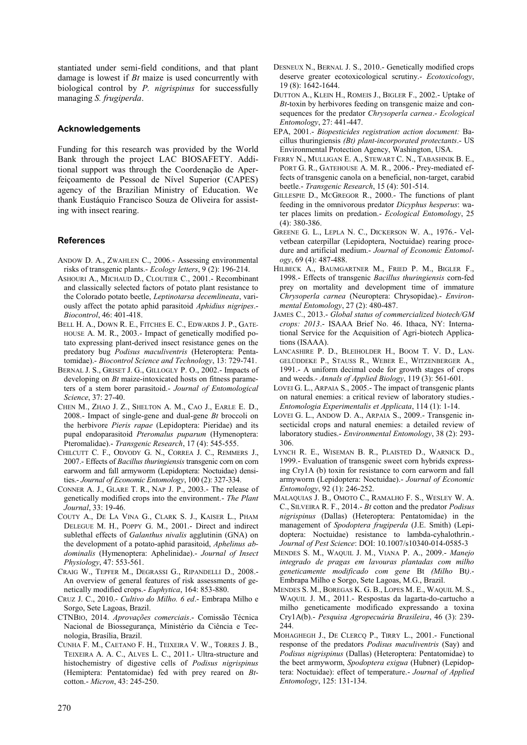stantiated under semi-field conditions, and that plant damage is lowest if *Bt* maize is used concurrently with biological control by *P. nigrispinus* for successfully managing *S. frugiperda*.

## Acknowledgements

Funding for this research was provided by the World Bank through the project LAC BIOSAFETY. Additional support was through the Coordenação de Aperfeiçoamento de Pessoal de Nível Superior (CAPES) agency of the Brazilian Ministry of Education. We thank Eustáquio Francisco Souza de Oliveira for assisting with insect rearing.

## References

ANDOW D. A., ZWAHLEN C., 2006.- Assessing environmental risks of transgenic plants.- *Ecology letters*, 9 (2): 196-214.

ASHOURI A., MICHAUD D., CLOUTIER C., 2001.- Recombinant and classically selected factors of potato plant resistance to the Colorado potato beetle, *Leptinotarsa decemlineata*, variously affect the potato aphid parasitoid *Aphidius nigripes*.- *Biocontrol*, 46: 401-418.

BELL H. A., DOWN R. E., FITCHES E. C., EDWARDS J. P., GATEHOUSE A. M. R., 2003.- Impact of genetically modified potato expressing plant-derived insect resistance genes on the predatory bug *Podisus maculiventris* (Heteroptera: Pentatomidae).- *Biocontrol Science and Technology*, 13: 729-741.

BERNAL J. S., GRISET J. G., GILLOGLY P. O., 2002.- Impacts of developing on *Bt* maize-intoxicated hosts on fitness parameters of a stem borer parasitoid.- *Journal of Entomological Science*, 37: 27-40.

CHEN M., ZHAO J. Z., SHELTON A. M., CAO J., EARLE E. D., 2008.- Impact of single-gene and dual-gene *Bt* broccoli on the herbivore *Pieris rapae* (Lepidoptera: Pieridae) and its pupal endoparasitoid *Pteromalus puparum* (Hymenoptera: Pteromalidae).- *Transgenic Research*, 17 (4): 545-555.

CHILCUTT C. F., ODVODY G. N., CORREA J. C., REMMERS J., 2007.- Effects of *Bacillus thuringiensis* transgenic corn on corn earworm and fall armyworm (Lepidoptera: Noctuidae) densities.- *Journal of Economic Entomology*, 100 (2): 327-334.

CONNER A. J., GLARE T. R., NAP J. P., 2003.- The release of genetically modified crops into the environment.- *The Plant Journal*, 33: 19-46.

COUTY A., DE LA VINA G., CLARK S. J., KAISER L., PHAM DELEGUE M. H., POPPY G. M., 2001.- Direct and indirect sublethal effects of *Galanthus nivalis* agglutinin (GNA) on the development of a potato-aphid parasitoid, *Aphelinus abdominalis* (Hymenoptera: Aphelinidae).- *Journal of Insect Physiology*, 47: 553-561.

CRAIG W., TEPFER M., DEGRASSI G., RIPANDELLI D., 2008.- An overview of general features of risk assessments of genetically modified crops.- *Euphytica*, 164: 853-880.

CRUZ J. C., 2010.- *Cultivo do Milho. 6 ed*.- Embrapa Milho e Sorgo, Sete Lagoas, Brazil.

CTNBIO, 2014. *Aprovações comerciais*.- Comissão Técnica Nacional de Biossegurança, Ministério da Ciência e Tecnologia, Brasília, Brazil.

CUNHA F. M., CAETANO F. H., TEIXEIRA V. W., TORRES J. B., TEIXEIRA A. A. C., ALVES L. C., 2011.- Ultra-structure and histochemistry of digestive cells of *Podisus nigrispinus* (Hemiptera: Pentatomidae) fed with prey reared on *Bt*-cotton.- *Micron*, 43: 245-250.

DESNEUX N., BERNAL J. S., 2010.- Genetically modified crops deserve greater ecotoxicological scrutiny.- *Ecotoxicology*, 19 (8): 1642-1644.

DUTTON A., KLEIN H., ROMEIS J., BIGLER F., 2002.- Uptake of *Bt*-toxin by herbivores feeding on transgenic maize and consequences for the predator *Chrysoperla carnea*.- *Ecological Entomology*, 27: 441-447.

EPA, 2001.- *Biopesticides registration action document:* Bacillus thuringiensis *(Bt) plant-incorporated protectants*.- US Environmental Protection Agency, Washington, USA.

FERRY N., MULLIGAN E. A., STEWART C. N., TABASHNIK B. E., PORT G. R., GATEHOUSE A. M. R., 2006.- Prey-mediated effects of transgenic canola on a beneficial, non-target, carabid beetle.- *Transgenic Research*, 15 (4): 501-514.

GILLESPIE D., MCGREGOR R., 2000.- The functions of plant feeding in the omnivorous predator *Dicyphus hesperus*: water places limits on predation.- *Ecological Entomology*, 25 (4): 380-386.

GREENE G. L., LEPLA N. C., DICKERSON W. A., 1976.- Velvetbean caterpillar (Lepidoptera, Noctuidae) rearing procedure and artificial medium.- *Journal of Economic Entomology*, 69 (4): 487-488.

HILBECK A., BAUMGARTNER M., FRIED P. M., BIGLER F., 1998.- Effects of transgenic *Bacillus thuringiensis* corn-fed prey on mortality and development time of immature *Chrysoperla carnea* (Neuroptera: Chrysopidae).- *Environmental Entomology*, 27 (2): 480-487.

JAMES C., 2013.- *Global status of commercialized biotech/GM crops: 2013*.- ISAAA Brief No. 46. Ithaca, NY: International Service for the Acquisition of Agri-biotech Applications (ISAAA).

LANCASHIRE P. D., BLEIHOLDER H., BOOM T. V. D., LANGELÜDDEKE P., STAUSS R., WEBER E., WITZENBERGER A., 1991.- A uniform decimal code for growth stages of crops and weeds.- *Annals of Applied Biology*, 119 (3): 561-601.

LOVEI G. L., ARPAIA S., 2005.- The impact of transgenic plants on natural enemies: a critical review of laboratory studies.- *Entomologia Experimentalis et Applicata*, 114 (1): 1-14.

LOVEI G. L., ANDOW D. A., ARPAIA S., 2009.- Transgenic insecticidal crops and natural enemies: a detailed review of laboratory studies.- *Environmental Entomology*, 38 (2): 293-306.

LYNCH R. E., WISEMAN B. R., PLAISTED D., WARNICK D., 1999.- Evaluation of transgenic sweet corn hybrids expressing Cry1A (b) toxin for resistance to corn earworm and fall armyworm (Lepidoptera: Noctuidae).- *Journal of Economic Entomology*, 92 (1): 246-252.

MALAQUIAS J. B., OMOTO C., RAMALHO F. S., WESLEY W. A. C., SILVEIRA R. F., 2014.- *Bt* cotton and the predator *Podisus nigrispinus* (Dallas) (Heteroptera: Pentatomidae) in the management of *Spodoptera frugiperda* (J.E. Smith) (Lepidoptera: Noctuidae) resistance to lambda-cyhalothrin.- *Journal of Pest Science*: DOI: 10.1007/s10340-014-0585-3

MENDES S. M., WAQUIL J. M., VIANA P. A., 2009.- *Manejo integrado de pragas em lavouras plantadas com milho geneticamente modificado com gene* Bt *(Milho* Bt*)*.- Embrapa Milho e Sorgo, Sete Lagoas, M.G., Brazil.

MENDES S. M., BOREGAS K. G. B., LOPES M. E., WAQUIL M. S., WAQUIL J. M., 2011.- Respostas da lagarta-do-cartucho a milho geneticamente modificado expressando a toxina Cry1A(b).- *Pesquisa Agropecuária Brasileira*, 46 (3): 239-244.

MOHAGHEGH J., DE CLERCQ P., TIRRY L., 2001.- Functional response of the predators *Podisus maculiventris* (Say) and *Podisus nigrispinus* (Dallas) (Heteroptera: Pentatomidae) to the beet armyworm, *Spodoptera exigua* (Hubner) (Lepidoptera: Noctuidae): effect of temperature.- *Journal of Applied Entomology*, 125: 131-134.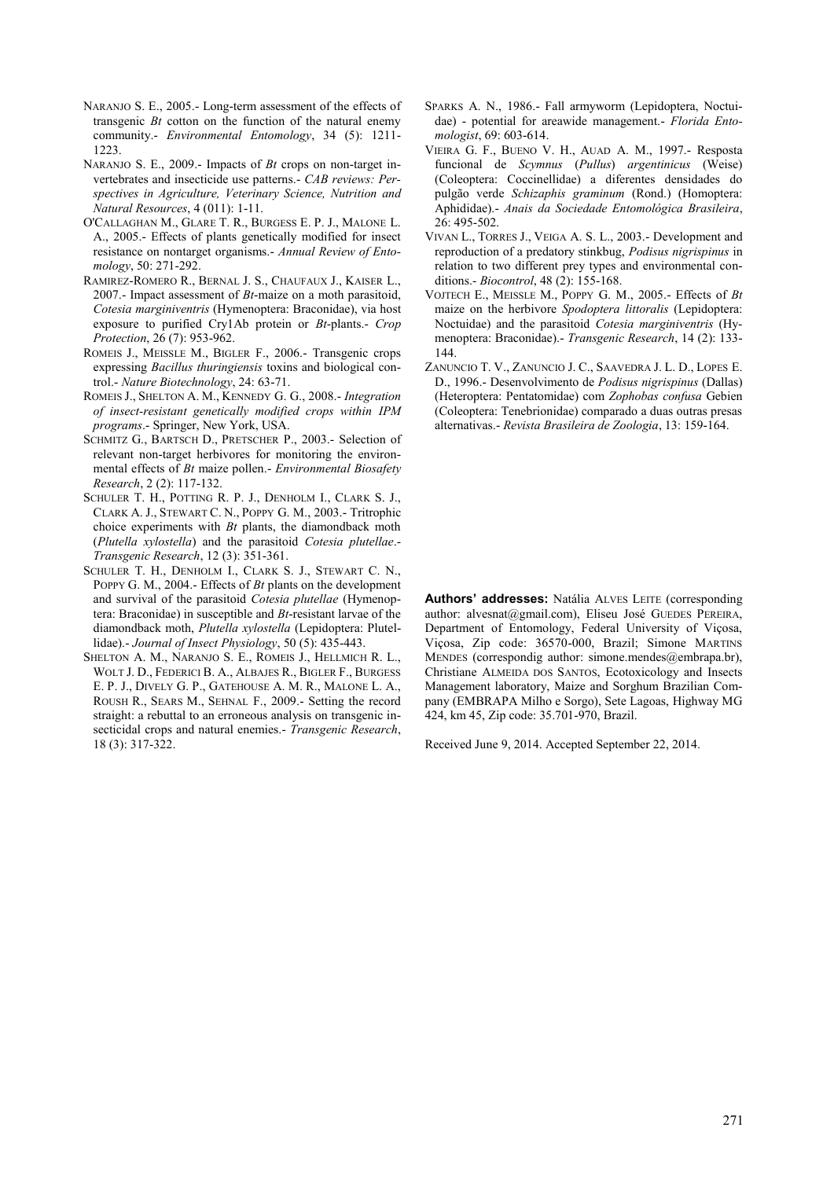NARANJO S. E., 2005.- Long-term assessment of the effects of transgenic *Bt* cotton on the function of the natural enemy community.- *Environmental Entomology*, 34 (5): 1211-1223.

NARANJO S. E., 2009.- Impacts of *Bt* crops on non-target invertebrates and insecticide use patterns.- *CAB reviews: Perspectives in Agriculture, Veterinary Science, Nutrition and Natural Resources*, 4 (011): 1-11.

O'CALLAGHAN M., GLARE T. R., BURGESS E. P. J., MALONE L. A., 2005.- Effects of plants genetically modified for insect resistance on nontarget organisms.- *Annual Review of Entomology*, 50: 271-292.

RAMIREZ-ROMERO R., BERNAL J. S., CHAUFAUX J., KAISER L., 2007.- Impact assessment of *Bt*-maize on a moth parasitoid, *Cotesia marginiventris* (Hymenoptera: Braconidae), via host exposure to purified Cry1Ab protein or *Bt*-plants.- *Crop Protection*, 26 (7): 953-962.

ROMEIS J., MEISSLE M., BIGLER F., 2006.- Transgenic crops expressing *Bacillus thuringiensis* toxins and biological control.- *Nature Biotechnology*, 24: 63-71.

ROMEIS J., SHELTON A. M., KENNEDY G. G., 2008.- *Integration of insect-resistant genetically modified crops within IPM programs*.- Springer, New York, USA.

SCHMITZ G., BARTSCH D., PRETSCHER P., 2003.- Selection of relevant non-target herbivores for monitoring the environmental effects of *Bt* maize pollen.- *Environmental Biosafety Research*, 2 (2): 117-132.

SCHULER T. H., POTTING R. P. J., DENHOLM I., CLARK S. J., CLARK A. J., STEWART C. N., POPPY G. M., 2003.- Tritrophic choice experiments with *Bt* plants, the diamondback moth (*Plutella xylostella*) and the parasitoid *Cotesia plutellae*.- *Transgenic Research*, 12 (3): 351-361.

SCHULER T. H., DENHOLM I., CLARK S. J., STEWART C. N., POPPY G. M., 2004.- Effects of *Bt* plants on the development and survival of the parasitoid *Cotesia plutellae* (Hymenoptera: Braconidae) in susceptible and *Bt*-resistant larvae of the diamondback moth, *Plutella xylostella* (Lepidoptera: Plutellidae).- *Journal of Insect Physiology*, 50 (5): 435-443.

SHELTON A. M., NARANJO S. E., ROMEIS J., HELLMICH R. L., WOLT J. D., FEDERICI B. A., ALBAJES R., BIGLER F., BURGESS E. P. J., DIVELY G. P., GATEHOUSE A. M. R., MALONE L. A., ROUSH R., SEARS M., SEHNAL F., 2009.- Setting the record straight: a rebuttal to an erroneous analysis on transgenic insecticidal crops and natural enemies.- *Transgenic Research*, 18 (3): 317-322.

SPARKS A. N., 1986.- Fall armyworm (Lepidoptera, Noctuidae) - potential for areawide management.- *Florida Entomologist*, 69: 603-614.

VIEIRA G. F., BUENO V. H., AUAD A. M., 1997.- Resposta funcional de *Scymnus* (*Pullus*) *argentinicus* (Weise) (Coleoptera: Coccinellidae) a diferentes densidades do pulgão verde *Schizaphis graminum* (Rond.) (Homoptera: Aphididae).- *Anais da Sociedade Entomológica Brasileira*, 26: 495-502.

VIVAN L., TORRES J., VEIGA A. S. L., 2003.- Development and reproduction of a predatory stinkbug, *Podisus nigrispinus* in relation to two different prey types and environmental conditions.- *Biocontrol*, 48 (2): 155-168.

VOJTECH E., MEISSLE M., POPPY G. M., 2005.- Effects of *Bt* maize on the herbivore *Spodoptera littoralis* (Lepidoptera: Noctuidae) and the parasitoid *Cotesia marginiventris* (Hymenoptera: Braconidae).- *Transgenic Research*, 14 (2): 133-144.

ZANUNCIO T. V., ZANUNCIO J. C., SAAVEDRA J. L. D., LOPES E. D., 1996.- Desenvolvimento de *Podisus nigrispinus* (Dallas) (Heteroptera: Pentatomidae) com *Zophobas confusa* Gebien (Coleoptera: Tenebrionidae) comparado a duas outras presas alternativas.- *Revista Brasileira de Zoologia*, 13: 159-164.

**Authors' addresses:** Natália ALVES LEITE (corresponding author: alvesnat@gmail.com), Eliseu José GUEDES PEREIRA, Department of Entomology, Federal University of Viçosa, Viçosa, Zip code: 36570-000, Brazil; Simone MARTINS MENDES (correspondig author: simone.mendes@embrapa.br), Christiane ALMEIDA DOS SANTOS, Ecotoxicology and Insects Management laboratory, Maize and Sorghum Brazilian Company (EMBRAPA Milho e Sorgo), Sete Lagoas, Highway MG 424, km 45, Zip code: 35.701-970, Brazil.

Received June 9, 2014. Accepted September 22, 2014.